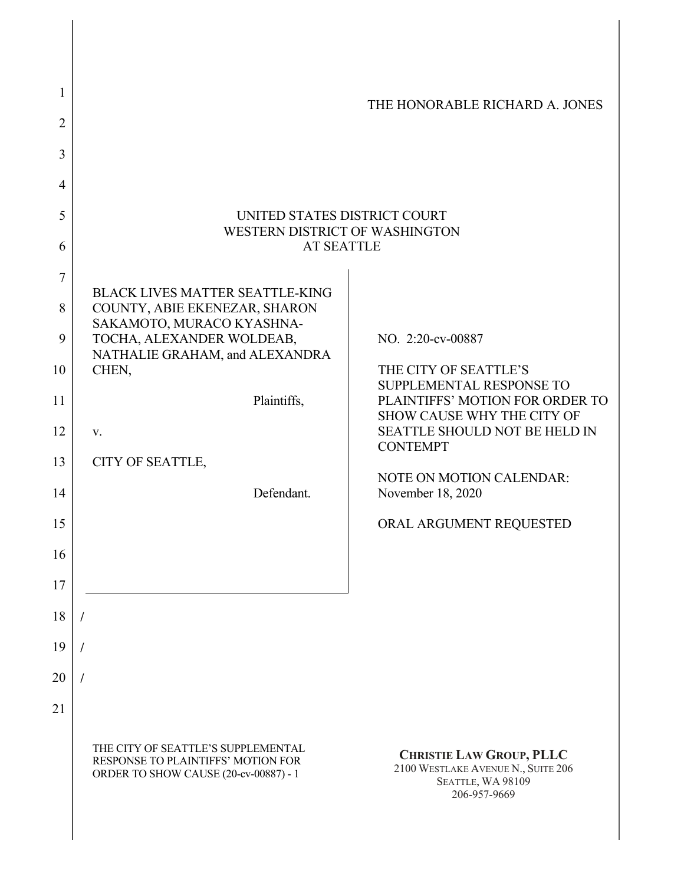THE HONORABLE RICHARD A. JONES

UNITED STATES DISTRICT COURT
WESTERN DISTRICT OF WASHINGTON
AT SEATTLE

| | |
|---|---|
| BLACK LIVES MATTER SEATTLE-KING COUNTY, ABIE EKENEZAR, SHARON SAKAMOTO, MURACO KYASHNA-TOCHA, ALEXANDER WOLDEAB, NATHALIE GRAHAM, and ALEXANDRA CHEN,<br><br>Plaintiffs,<br><br>v.<br><br>CITY OF SEATTLE,<br><br>Defendant. | NO. 2:20-cv-00887<br><br>THE CITY OF SEATTLE'S SUPPLEMENTAL RESPONSE TO PLAINTIFFS' MOTION FOR ORDER TO SHOW CAUSE WHY THE CITY OF SEATTLE SHOULD NOT BE HELD IN CONTEMPT<br><br>NOTE ON MOTION CALENDAR: November 18, 2020<br><br>ORAL ARGUMENT REQUESTED |

/

/

/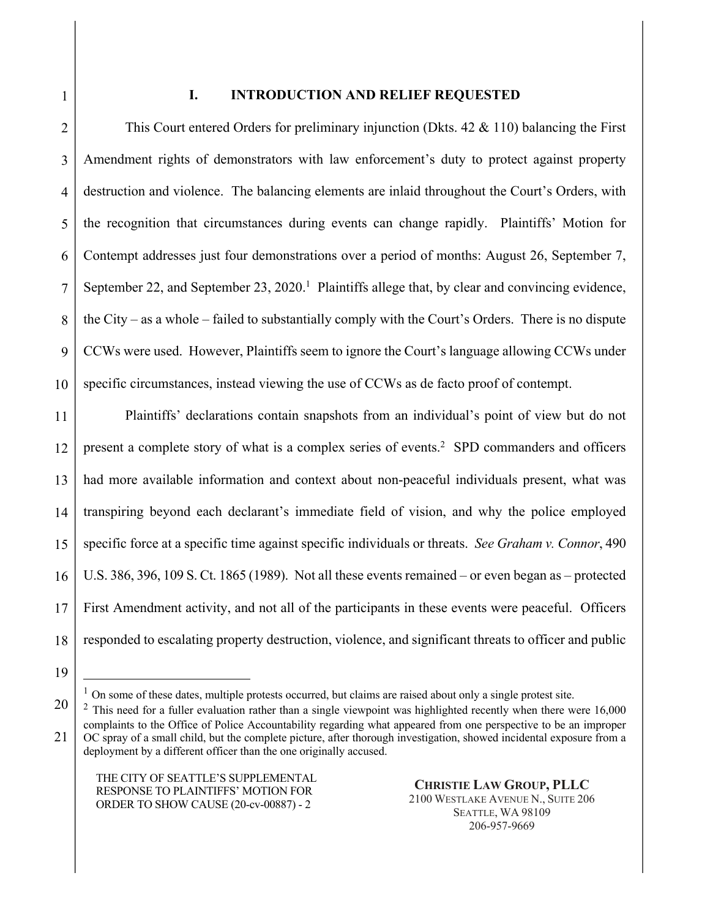## I. INTRODUCTION AND RELIEF REQUESTED

This Court entered Orders for preliminary injunction (Dkts. 42 & 110) balancing the First Amendment rights of demonstrators with law enforcement's duty to protect against property destruction and violence. The balancing elements are inlaid throughout the Court's Orders, with the recognition that circumstances during events can change rapidly. Plaintiffs' Motion for Contempt addresses just four demonstrations over a period of months: August 26, September 7, September 22, and September 23, 2020.[1] Plaintiffs allege that, by clear and convincing evidence, the City – as a whole – failed to substantially comply with the Court's Orders. There is no dispute CCWs were used. However, Plaintiffs seem to ignore the Court's language allowing CCWs under specific circumstances, instead viewing the use of CCWs as de facto proof of contempt.

Plaintiffs' declarations contain snapshots from an individual's point of view but do not present a complete story of what is a complex series of events.[2] SPD commanders and officers had more available information and context about non-peaceful individuals present, what was transpiring beyond each declarant's immediate field of vision, and why the police employed specific force at a specific time against specific individuals or threats. *See Graham v. Connor*, 490 U.S. 386, 396, 109 S. Ct. 1865 (1989). Not all these events remained – or even began as – protected First Amendment activity, and not all of the participants in these events were peaceful. Officers responded to escalating property destruction, violence, and significant threats to officer and public

[1] On some of these dates, multiple protests occurred, but claims are raised about only a single protest site.

[2] This need for a fuller evaluation rather than a single viewpoint was highlighted recently when there were 16,000 complaints to the Office of Police Accountability regarding what appeared from one perspective to be an improper OC spray of a small child, but the complete picture, after thorough investigation, showed incidental exposure from a deployment by a different officer than the one originally accused.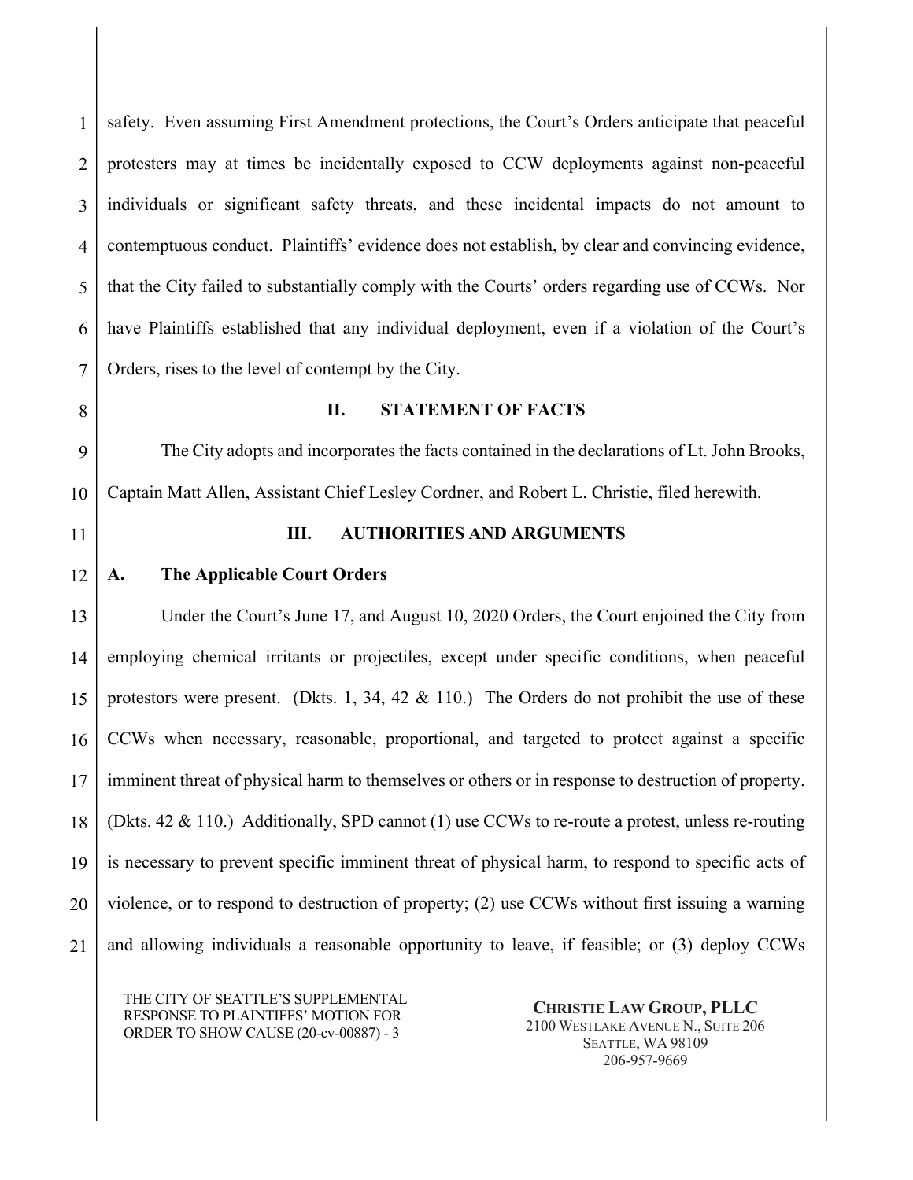safety. Even assuming First Amendment protections, the Court's Orders anticipate that peaceful protesters may at times be incidentally exposed to CCW deployments against non-peaceful individuals or significant safety threats, and these incidental impacts do not amount to contemptuous conduct. Plaintiffs' evidence does not establish, by clear and convincing evidence, that the City failed to substantially comply with the Courts' orders regarding use of CCWs. Nor have Plaintiffs established that any individual deployment, even if a violation of the Court's Orders, rises to the level of contempt by the City.

## II. STATEMENT OF FACTS

The City adopts and incorporates the facts contained in the declarations of Lt. John Brooks, Captain Matt Allen, Assistant Chief Lesley Cordner, and Robert L. Christie, filed herewith.

## III. AUTHORITIES AND ARGUMENTS

### A. The Applicable Court Orders

Under the Court's June 17, and August 10, 2020 Orders, the Court enjoined the City from employing chemical irritants or projectiles, except under specific conditions, when peaceful protestors were present. (Dkts. 1, 34, 42 & 110.) The Orders do not prohibit the use of these CCWs when necessary, reasonable, proportional, and targeted to protect against a specific imminent threat of physical harm to themselves or others or in response to destruction of property. (Dkts. 42 & 110.) Additionally, SPD cannot (1) use CCWs to re-route a protest, unless re-routing is necessary to prevent specific imminent threat of physical harm, to respond to specific acts of violence, or to respond to destruction of property; (2) use CCWs without first issuing a warning and allowing individuals a reasonable opportunity to leave, if feasible; or (3) deploy CCWs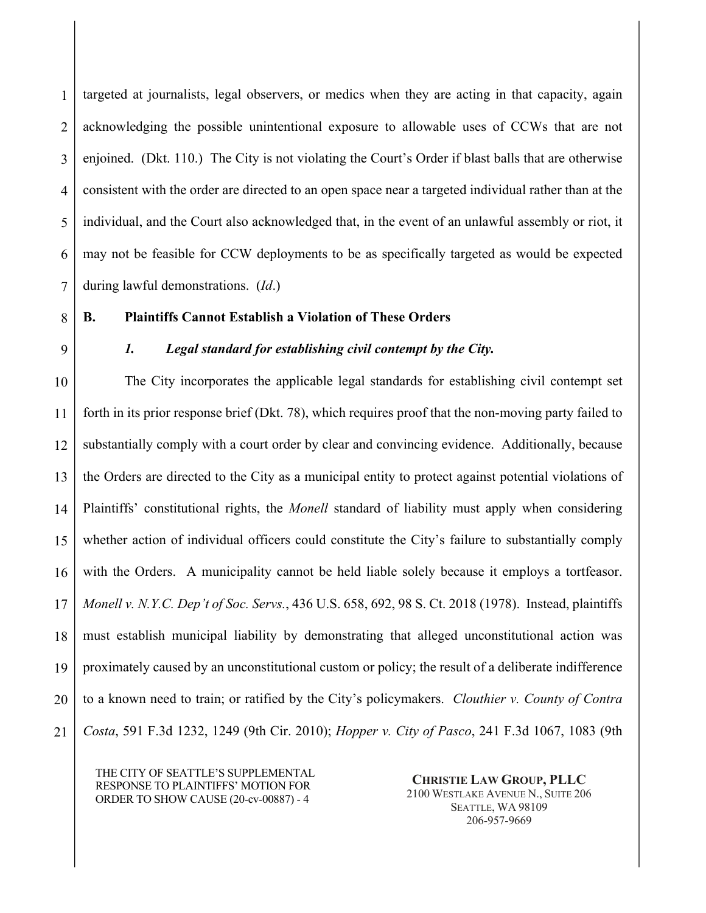targeted at journalists, legal observers, or medics when they are acting in that capacity, again acknowledging the possible unintentional exposure to allowable uses of CCWs that are not enjoined. (Dkt. 110.) The City is not violating the Court's Order if blast balls that are otherwise consistent with the order are directed to an open space near a targeted individual rather than at the individual, and the Court also acknowledged that, in the event of an unlawful assembly or riot, it may not be feasible for CCW deployments to be as specifically targeted as would be expected during lawful demonstrations. (*Id*.)

### B. Plaintiffs Cannot Establish a Violation of These Orders

#### *1. Legal standard for establishing civil contempt by the City.*

The City incorporates the applicable legal standards for establishing civil contempt set forth in its prior response brief (Dkt. 78), which requires proof that the non-moving party failed to substantially comply with a court order by clear and convincing evidence. Additionally, because the Orders are directed to the City as a municipal entity to protect against potential violations of Plaintiffs' constitutional rights, the *Monell* standard of liability must apply when considering whether action of individual officers could constitute the City's failure to substantially comply with the Orders. A municipality cannot be held liable solely because it employs a tortfeasor. *Monell v. N.Y.C. Dep't of Soc. Servs.*, 436 U.S. 658, 692, 98 S. Ct. 2018 (1978). Instead, plaintiffs must establish municipal liability by demonstrating that alleged unconstitutional action was proximately caused by an unconstitutional custom or policy; the result of a deliberate indifference to a known need to train; or ratified by the City's policymakers. *Clouthier v. County of Contra Costa*, 591 F.3d 1232, 1249 (9th Cir. 2010); *Hopper v. City of Pasco*, 241 F.3d 1067, 1083 (9th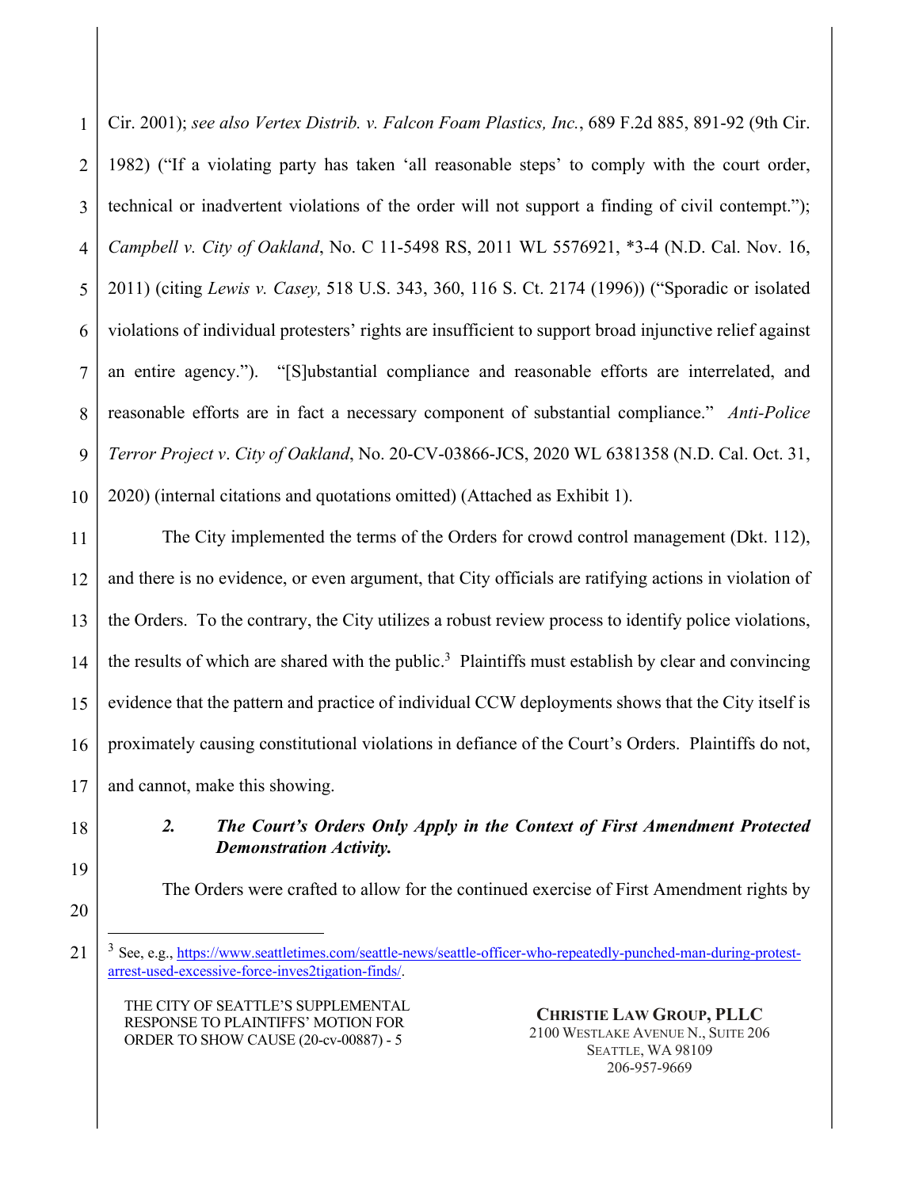Cir. 2001); *see also Vertex Distrib. v. Falcon Foam Plastics, Inc.*, 689 F.2d 885, 891-92 (9th Cir. 1982) ("If a violating party has taken 'all reasonable steps' to comply with the court order, technical or inadvertent violations of the order will not support a finding of civil contempt."); *Campbell v. City of Oakland*, No. C 11-5498 RS, 2011 WL 5576921, *3-4 (N.D. Cal. Nov. 16, 2011) (citing *Lewis v. Casey,* 518 U.S. 343, 360, 116 S. Ct. 2174 (1996)) ("Sporadic or isolated violations of individual protesters' rights are insufficient to support broad injunctive relief against an entire agency."). "[S]ubstantial compliance and reasonable efforts are interrelated, and reasonable efforts are in fact a necessary component of substantial compliance." *Anti-Police Terror Project v. City of Oakland*, No. 20-CV-03866-JCS, 2020 WL 6381358 (N.D. Cal. Oct. 31, 2020) (internal citations and quotations omitted) (Attached as Exhibit 1).

The City implemented the terms of the Orders for crowd control management (Dkt. 112), and there is no evidence, or even argument, that City officials are ratifying actions in violation of the Orders. To the contrary, the City utilizes a robust review process to identify police violations, the results of which are shared with the public.[3] Plaintiffs must establish by clear and convincing evidence that the pattern and practice of individual CCW deployments shows that the City itself is proximately causing constitutional violations in defiance of the Court's Orders. Plaintiffs do not, and cannot, make this showing.

### *2. The Court's Orders Only Apply in the Context of First Amendment Protected Demonstration Activity.*

The Orders were crafted to allow for the continued exercise of First Amendment rights by

---

[3] See, e.g., https://www.seattletimes.com/seattle-news/seattle-officer-who-repeatedly-punched-man-during-protest-arrest-used-excessive-force-inves2tigation-finds/.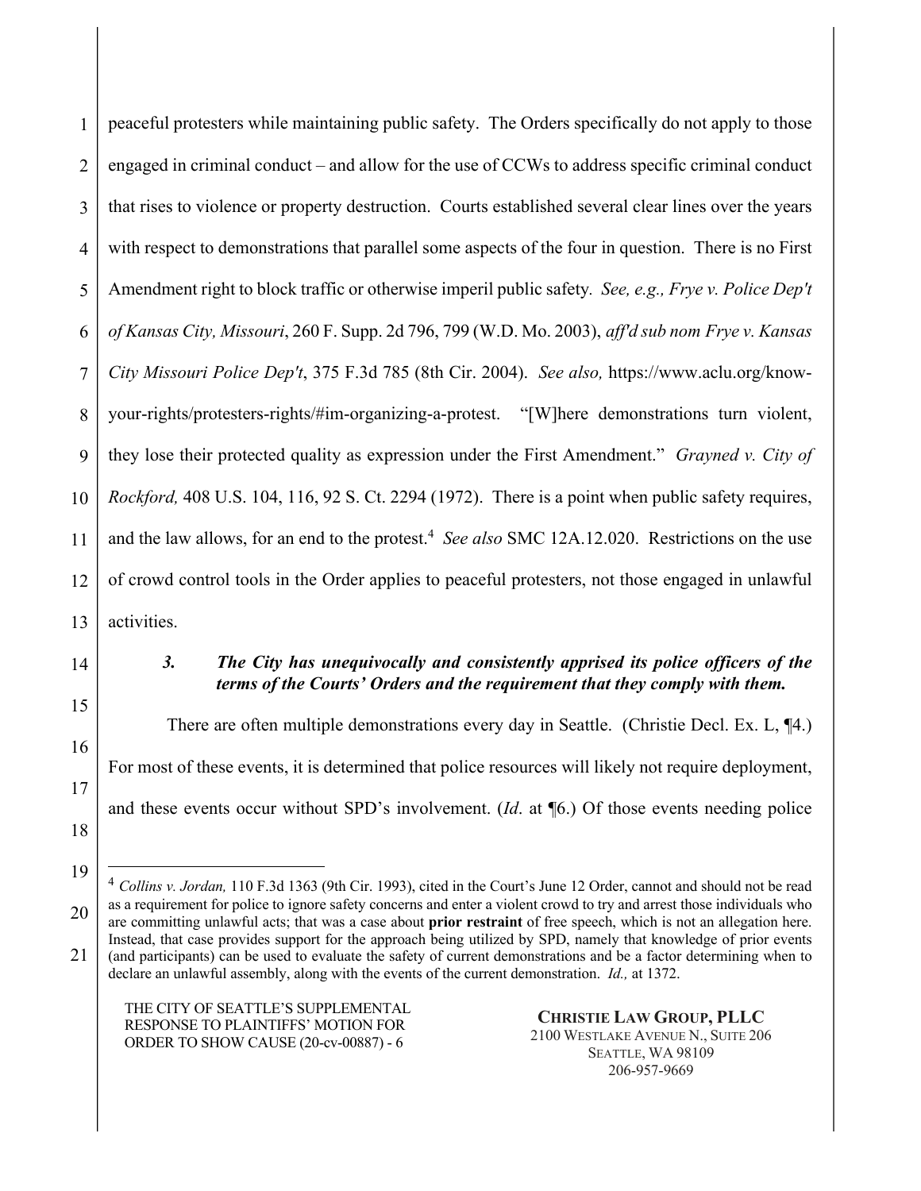peaceful protesters while maintaining public safety. The Orders specifically do not apply to those engaged in criminal conduct – and allow for the use of CCWs to address specific criminal conduct that rises to violence or property destruction. Courts established several clear lines over the years with respect to demonstrations that parallel some aspects of the four in question. There is no First Amendment right to block traffic or otherwise imperil public safety. *See, e.g., Frye v. Police Dep't of Kansas City, Missouri*, 260 F. Supp. 2d 796, 799 (W.D. Mo. 2003), *aff'd sub nom Frye v. Kansas City Missouri Police Dep't*, 375 F.3d 785 (8th Cir. 2004). *See also,* https://www.aclu.org/know-your-rights/protesters-rights/#im-organizing-a-protest. "[W]here demonstrations turn violent, they lose their protected quality as expression under the First Amendment." *Grayned v. City of Rockford,* 408 U.S. 104, 116, 92 S. Ct. 2294 (1972). There is a point when public safety requires, and the law allows, for an end to the protest.[4] *See also* SMC 12A.12.020. Restrictions on the use of crowd control tools in the Order applies to peaceful protesters, not those engaged in unlawful activities.

### *3. The City has unequivocally and consistently apprised its police officers of the terms of the Courts' Orders and the requirement that they comply with them.*

There are often multiple demonstrations every day in Seattle. (Christie Decl. Ex. L, ¶4.) For most of these events, it is determined that police resources will likely not require deployment, and these events occur without SPD's involvement. (*Id*. at ¶6.) Of those events needing police

---

[4] *Collins v. Jordan,* 110 F.3d 1363 (9th Cir. 1993), cited in the Court's June 12 Order, cannot and should not be read as a requirement for police to ignore safety concerns and enter a violent crowd to try and arrest those individuals who are committing unlawful acts; that was a case about **prior restraint** of free speech, which is not an allegation here. Instead, that case provides support for the approach being utilized by SPD, namely that knowledge of prior events (and participants) can be used to evaluate the safety of current demonstrations and be a factor determining when to declare an unlawful assembly, along with the events of the current demonstration. *Id.,* at 1372.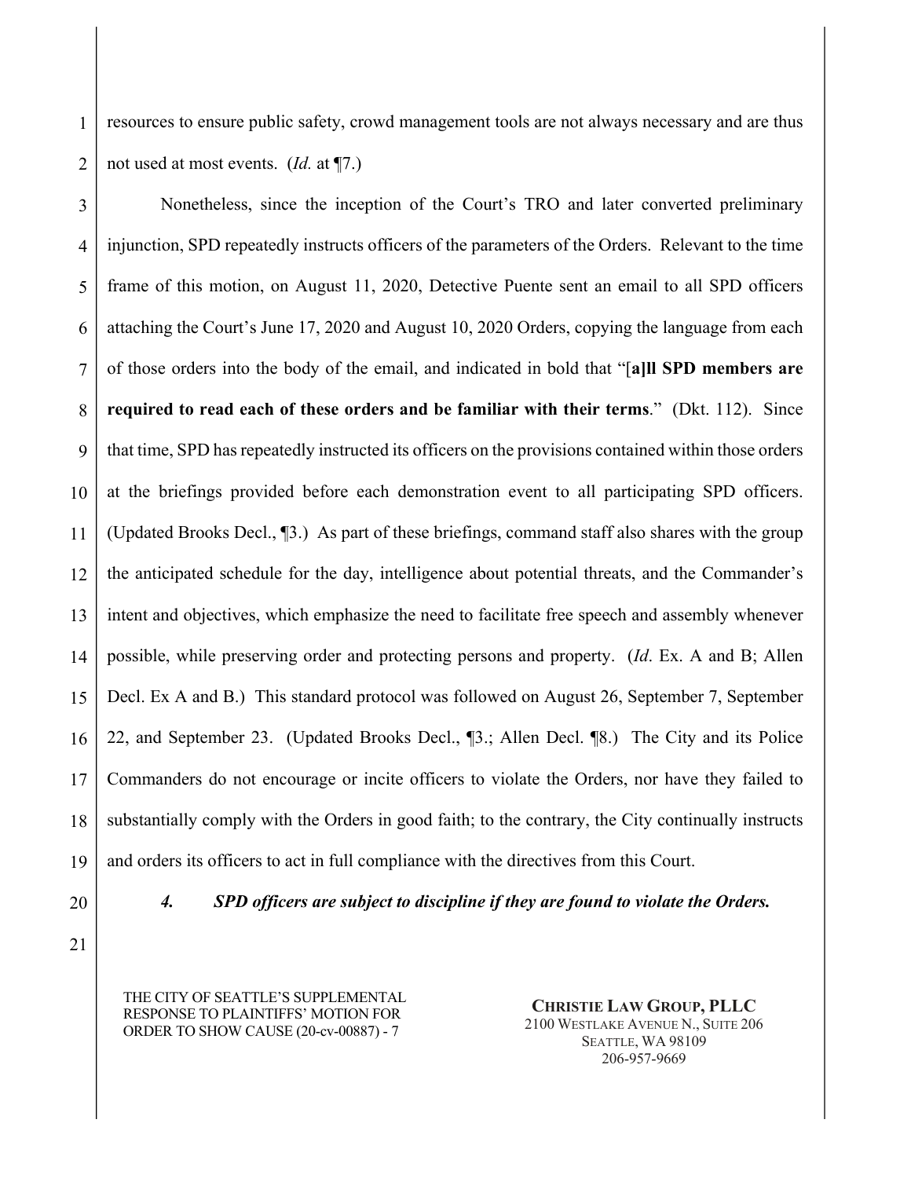resources to ensure public safety, crowd management tools are not always necessary and are thus not used at most events. (*Id.* at ¶7.)

Nonetheless, since the inception of the Court's TRO and later converted preliminary injunction, SPD repeatedly instructs officers of the parameters of the Orders. Relevant to the time frame of this motion, on August 11, 2020, Detective Puente sent an email to all SPD officers attaching the Court's June 17, 2020 and August 10, 2020 Orders, copying the language from each of those orders into the body of the email, and indicated in bold that "[**a]ll SPD members are required to read each of these orders and be familiar with their terms**." (Dkt. 112). Since that time, SPD has repeatedly instructed its officers on the provisions contained within those orders at the briefings provided before each demonstration event to all participating SPD officers. (Updated Brooks Decl., ¶3.) As part of these briefings, command staff also shares with the group the anticipated schedule for the day, intelligence about potential threats, and the Commander's intent and objectives, which emphasize the need to facilitate free speech and assembly whenever possible, while preserving order and protecting persons and property. (*Id*. Ex. A and B; Allen Decl. Ex A and B.) This standard protocol was followed on August 26, September 7, September 22, and September 23. (Updated Brooks Decl., ¶3.; Allen Decl. ¶8.) The City and its Police Commanders do not encourage or incite officers to violate the Orders, nor have they failed to substantially comply with the Orders in good faith; to the contrary, the City continually instructs and orders its officers to act in full compliance with the directives from this Court.

#### *4. SPD officers are subject to discipline if they are found to violate the Orders.*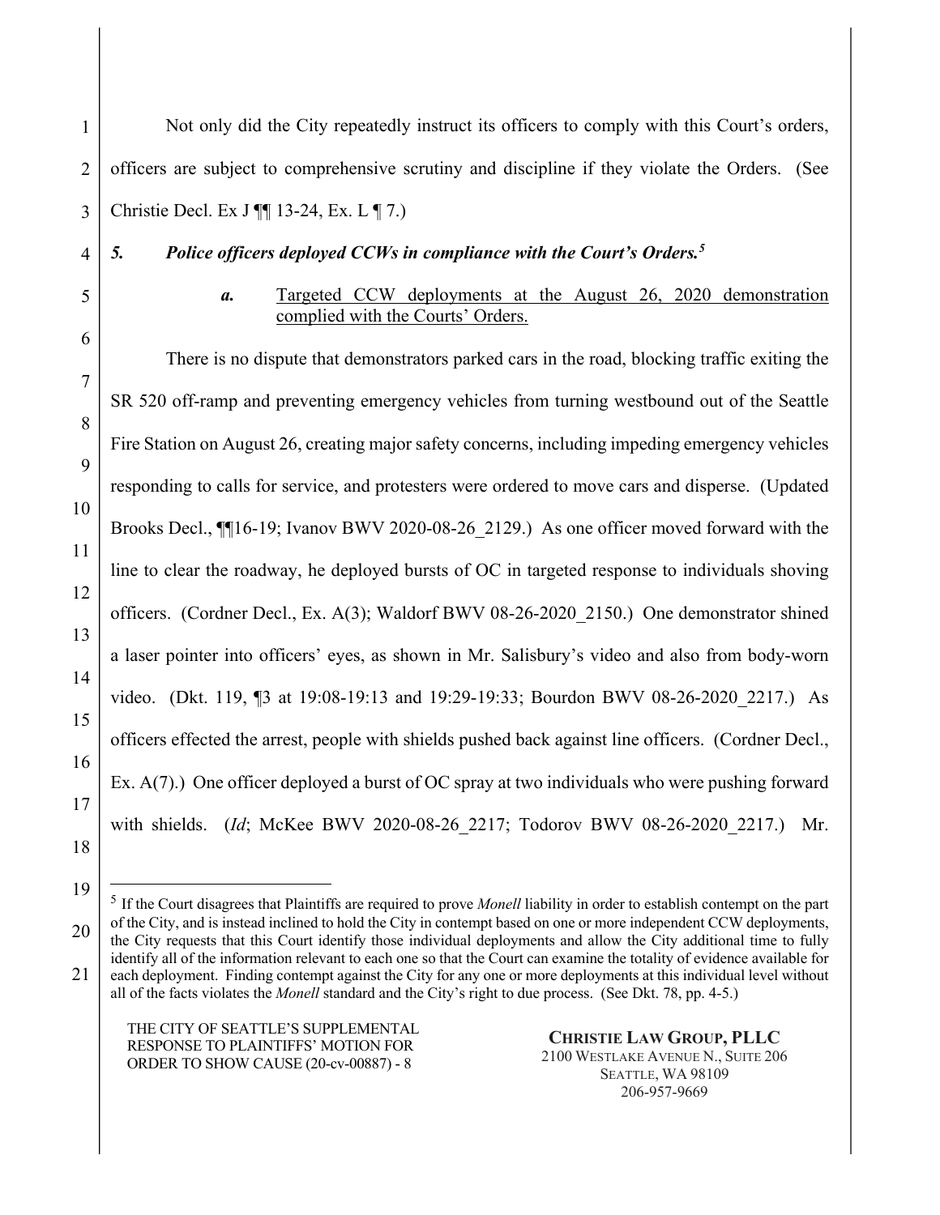Not only did the City repeatedly instruct its officers to comply with this Court's orders, officers are subject to comprehensive scrutiny and discipline if they violate the Orders. (See Christie Decl. Ex J ¶¶ 13-24, Ex. L ¶ 7.)

### *5. Police officers deployed CCWs in compliance with the Court's Orders.*[5]

#### *a.* Targeted CCW deployments at the August 26, 2020 demonstration complied with the Courts' Orders.

There is no dispute that demonstrators parked cars in the road, blocking traffic exiting the SR 520 off-ramp and preventing emergency vehicles from turning westbound out of the Seattle Fire Station on August 26, creating major safety concerns, including impeding emergency vehicles responding to calls for service, and protesters were ordered to move cars and disperse. (Updated Brooks Decl., ¶¶16-19; Ivanov BWV 2020-08-26_2129.) As one officer moved forward with the line to clear the roadway, he deployed bursts of OC in targeted response to individuals shoving officers. (Cordner Decl., Ex. A(3); Waldorf BWV 08-26-2020_2150.) One demonstrator shined a laser pointer into officers' eyes, as shown in Mr. Salisbury's video and also from body-worn video. (Dkt. 119, ¶3 at 19:08-19:13 and 19:29-19:33; Bourdon BWV 08-26-2020_2217.) As officers effected the arrest, people with shields pushed back against line officers. (Cordner Decl., Ex. A(7).) One officer deployed a burst of OC spray at two individuals who were pushing forward with shields. (*Id*; McKee BWV 2020-08-26_2217; Todorov BWV 08-26-2020_2217.) Mr.

---

[5] If the Court disagrees that Plaintiffs are required to prove *Monell* liability in order to establish contempt on the part of the City, and is instead inclined to hold the City in contempt based on one or more independent CCW deployments, the City requests that this Court identify those individual deployments and allow the City additional time to fully identify all of the information relevant to each one so that the Court can examine the totality of evidence available for each deployment. Finding contempt against the City for any one or more deployments at this individual level without all of the facts violates the *Monell* standard and the City's right to due process. (See Dkt. 78, pp. 4-5.)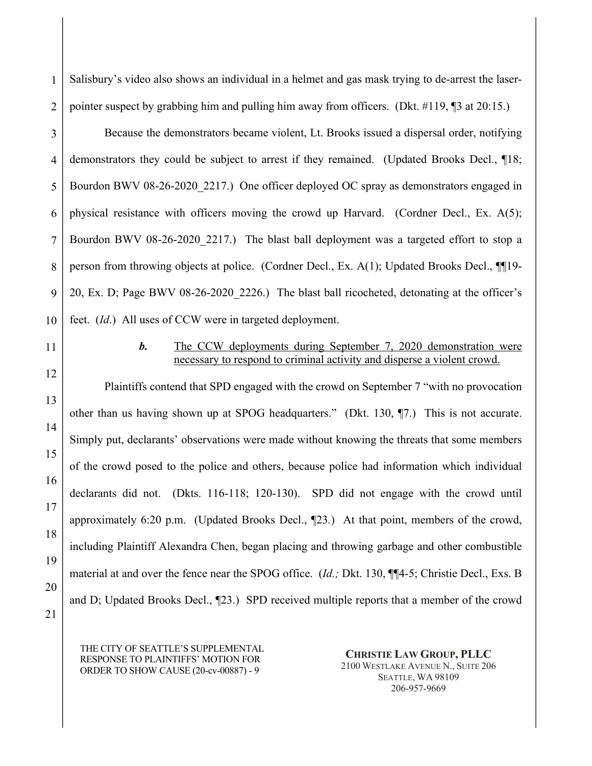Salisbury's video also shows an individual in a helmet and gas mask trying to de-arrest the laser-pointer suspect by grabbing him and pulling him away from officers. (Dkt. #119, ¶3 at 20:15.)

Because the demonstrators became violent, Lt. Brooks issued a dispersal order, notifying demonstrators they could be subject to arrest if they remained. (Updated Brooks Decl., ¶18; Bourdon BWV 08-26-2020_2217.) One officer deployed OC spray as demonstrators engaged in physical resistance with officers moving the crowd up Harvard. (Cordner Decl., Ex. A(5); Bourdon BWV 08-26-2020_2217.) The blast ball deployment was a targeted effort to stop a person from throwing objects at police. (Cordner Decl., Ex. A(1); Updated Brooks Decl., ¶¶19-20, Ex. D; Page BWV 08-26-2020_2226.) The blast ball ricocheted, detonating at the officer's feet. (*Id*.) All uses of CCW were in targeted deployment.

***b.*** <u>The CCW deployments during September 7, 2020 demonstration were necessary to respond to criminal activity and disperse a violent crowd.</u>

Plaintiffs contend that SPD engaged with the crowd on September 7 "with no provocation other than us having shown up at SPOG headquarters." (Dkt. 130, ¶7.) This is not accurate. Simply put, declarants' observations were made without knowing the threats that some members of the crowd posed to the police and others, because police had information which individual declarants did not. (Dkts. 116-118; 120-130). SPD did not engage with the crowd until approximately 6:20 p.m. (Updated Brooks Decl., ¶23.) At that point, members of the crowd, including Plaintiff Alexandra Chen, began placing and throwing garbage and other combustible material at and over the fence near the SPOG office. (*Id.;* Dkt. 130, ¶¶4-5; Christie Decl., Exs. B and D; Updated Brooks Decl., ¶23.) SPD received multiple reports that a member of the crowd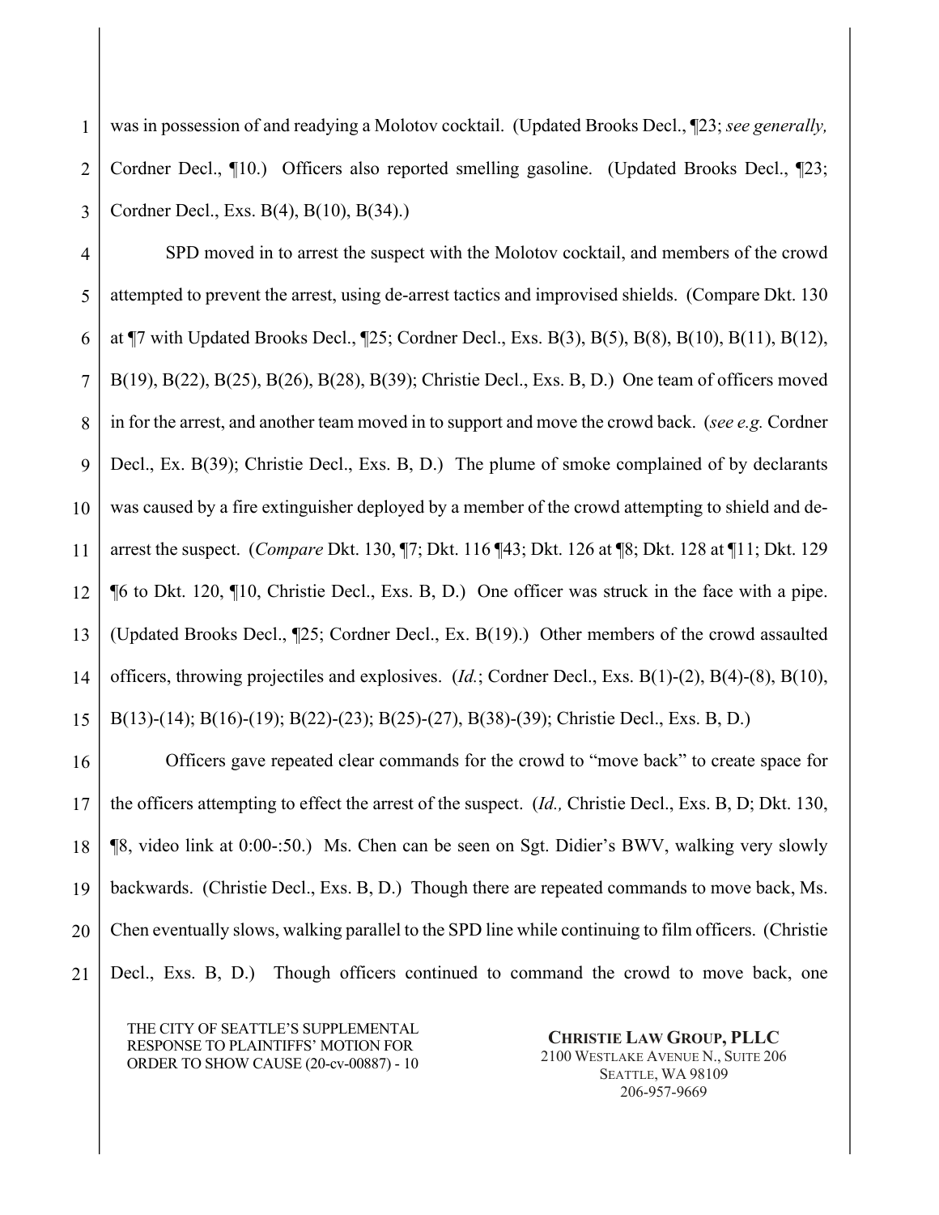was in possession of and readying a Molotov cocktail. (Updated Brooks Decl., ¶23; *see generally,* Cordner Decl., ¶10.) Officers also reported smelling gasoline. (Updated Brooks Decl., ¶23; Cordner Decl., Exs. B(4), B(10), B(34).)

SPD moved in to arrest the suspect with the Molotov cocktail, and members of the crowd attempted to prevent the arrest, using de-arrest tactics and improvised shields. (Compare Dkt. 130 at ¶7 with Updated Brooks Decl., ¶25; Cordner Decl., Exs. B(3), B(5), B(8), B(10), B(11), B(12), B(19), B(22), B(25), B(26), B(28), B(39); Christie Decl., Exs. B, D.) One team of officers moved in for the arrest, and another team moved in to support and move the crowd back. (*see e.g.* Cordner Decl., Ex. B(39); Christie Decl., Exs. B, D.) The plume of smoke complained of by declarants was caused by a fire extinguisher deployed by a member of the crowd attempting to shield and de-arrest the suspect. (*Compare* Dkt. 130, ¶7; Dkt. 116 ¶43; Dkt. 126 at ¶8; Dkt. 128 at ¶11; Dkt. 129 ¶6 to Dkt. 120, ¶10, Christie Decl., Exs. B, D.) One officer was struck in the face with a pipe. (Updated Brooks Decl., ¶25; Cordner Decl., Ex. B(19).) Other members of the crowd assaulted officers, throwing projectiles and explosives. (*Id.*; Cordner Decl., Exs. B(1)-(2), B(4)-(8), B(10), B(13)-(14); B(16)-(19); B(22)-(23); B(25)-(27), B(38)-(39); Christie Decl., Exs. B, D.)

Officers gave repeated clear commands for the crowd to "move back" to create space for the officers attempting to effect the arrest of the suspect. (*Id.,* Christie Decl., Exs. B, D; Dkt. 130, ¶8, video link at 0:00-:50.) Ms. Chen can be seen on Sgt. Didier's BWV, walking very slowly backwards. (Christie Decl., Exs. B, D.) Though there are repeated commands to move back, Ms. Chen eventually slows, walking parallel to the SPD line while continuing to film officers. (Christie Decl., Exs. B, D.) Though officers continued to command the crowd to move back, one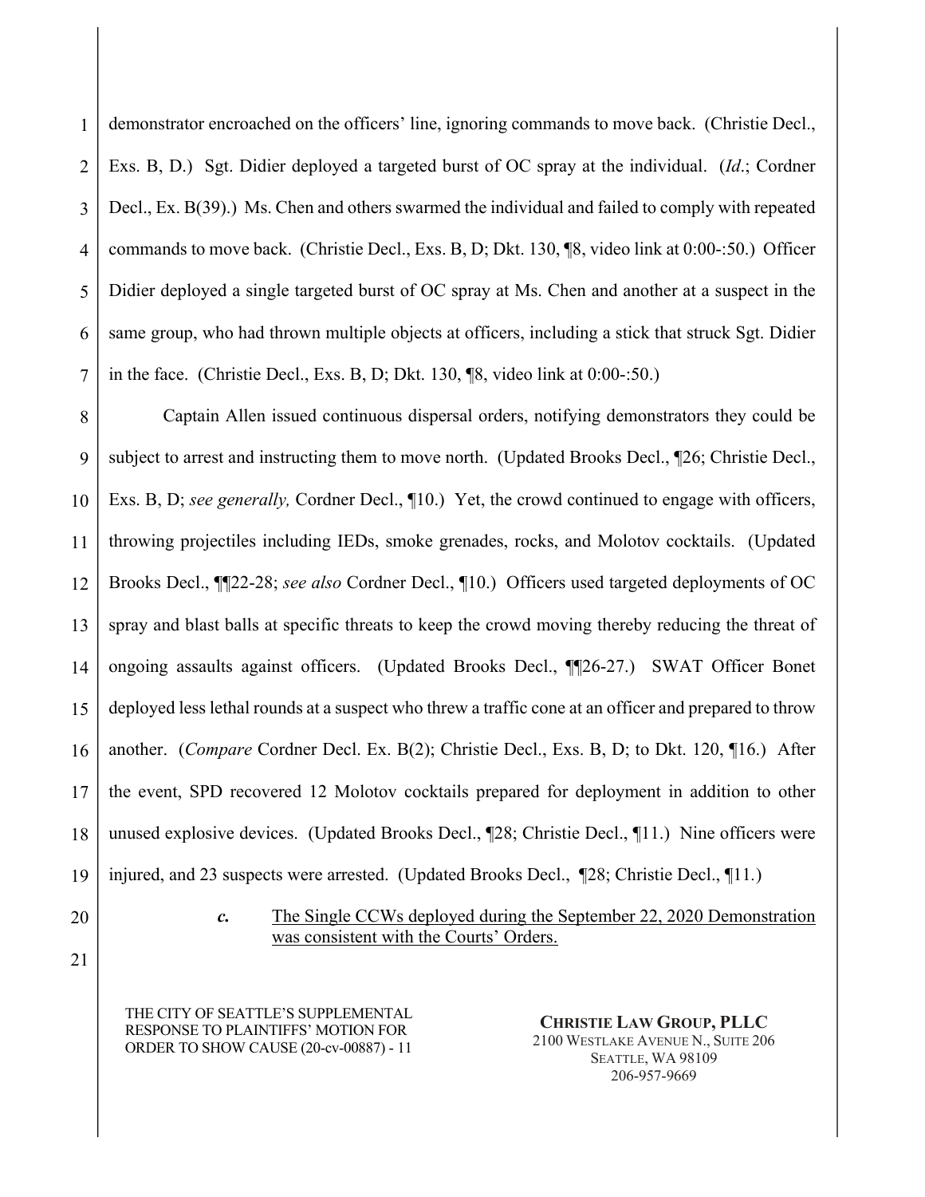demonstrator encroached on the officers' line, ignoring commands to move back. (Christie Decl., Exs. B, D.) Sgt. Didier deployed a targeted burst of OC spray at the individual. (*Id*.; Cordner Decl., Ex. B(39).) Ms. Chen and others swarmed the individual and failed to comply with repeated commands to move back. (Christie Decl., Exs. B, D; Dkt. 130, ¶8, video link at 0:00-:50.) Officer Didier deployed a single targeted burst of OC spray at Ms. Chen and another at a suspect in the same group, who had thrown multiple objects at officers, including a stick that struck Sgt. Didier in the face. (Christie Decl., Exs. B, D; Dkt. 130, ¶8, video link at 0:00-:50.)

Captain Allen issued continuous dispersal orders, notifying demonstrators they could be subject to arrest and instructing them to move north. (Updated Brooks Decl., ¶26; Christie Decl., Exs. B, D; *see generally,* Cordner Decl., ¶10.) Yet, the crowd continued to engage with officers, throwing projectiles including IEDs, smoke grenades, rocks, and Molotov cocktails. (Updated Brooks Decl., ¶¶22-28; *see also* Cordner Decl., ¶10.) Officers used targeted deployments of OC spray and blast balls at specific threats to keep the crowd moving thereby reducing the threat of ongoing assaults against officers. (Updated Brooks Decl., ¶¶26-27.) SWAT Officer Bonet deployed less lethal rounds at a suspect who threw a traffic cone at an officer and prepared to throw another. (*Compare* Cordner Decl. Ex. B(2); Christie Decl., Exs. B, D; to Dkt. 120, ¶16.) After the event, SPD recovered 12 Molotov cocktails prepared for deployment in addition to other unused explosive devices. (Updated Brooks Decl., ¶28; Christie Decl., ¶11.) Nine officers were injured, and 23 suspects were arrested. (Updated Brooks Decl., ¶28; Christie Decl., ¶11.)

***c.*** <u>The Single CCWs deployed during the September 22, 2020 Demonstration was consistent with the Courts' Orders.</u>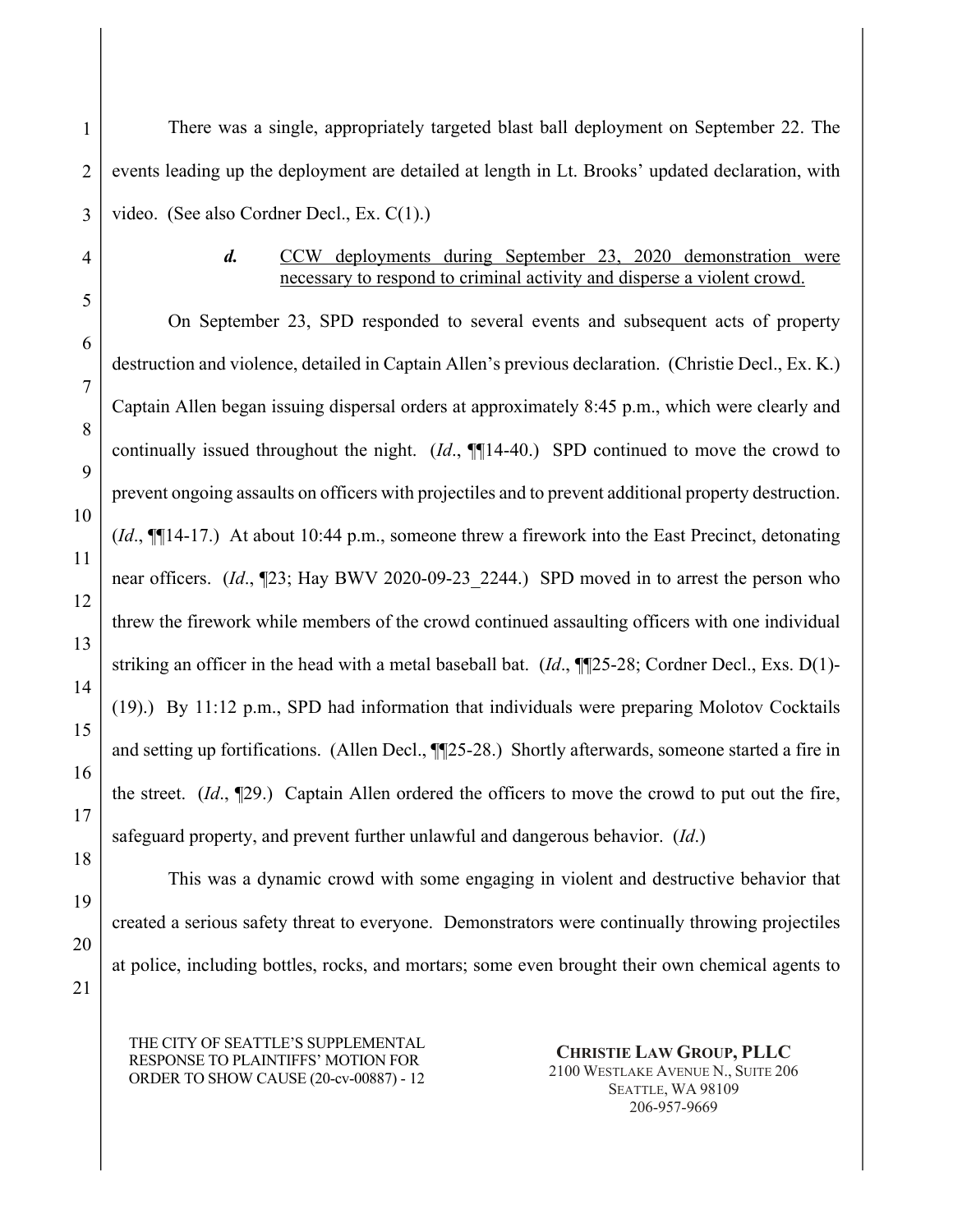There was a single, appropriately targeted blast ball deployment on September 22. The events leading up the deployment are detailed at length in Lt. Brooks' updated declaration, with video. (See also Cordner Decl., Ex. C(1).)

***d.*** <u>CCW deployments during September 23, 2020 demonstration were necessary to respond to criminal activity and disperse a violent crowd.</u>

On September 23, SPD responded to several events and subsequent acts of property destruction and violence, detailed in Captain Allen's previous declaration. (Christie Decl., Ex. K.) Captain Allen began issuing dispersal orders at approximately 8:45 p.m., which were clearly and continually issued throughout the night. (*Id*., ¶¶14-40.) SPD continued to move the crowd to prevent ongoing assaults on officers with projectiles and to prevent additional property destruction. (*Id*., ¶¶14-17.) At about 10:44 p.m., someone threw a firework into the East Precinct, detonating near officers. (*Id*., ¶23; Hay BWV 2020-09-23_2244.) SPD moved in to arrest the person who threw the firework while members of the crowd continued assaulting officers with one individual striking an officer in the head with a metal baseball bat. (*Id*., ¶¶25-28; Cordner Decl., Exs. D(1)-(19).) By 11:12 p.m., SPD had information that individuals were preparing Molotov Cocktails and setting up fortifications. (Allen Decl., ¶¶25-28.) Shortly afterwards, someone started a fire in the street. (*Id*., ¶29.) Captain Allen ordered the officers to move the crowd to put out the fire, safeguard property, and prevent further unlawful and dangerous behavior. (*Id*.)

This was a dynamic crowd with some engaging in violent and destructive behavior that created a serious safety threat to everyone. Demonstrators were continually throwing projectiles at police, including bottles, rocks, and mortars; some even brought their own chemical agents to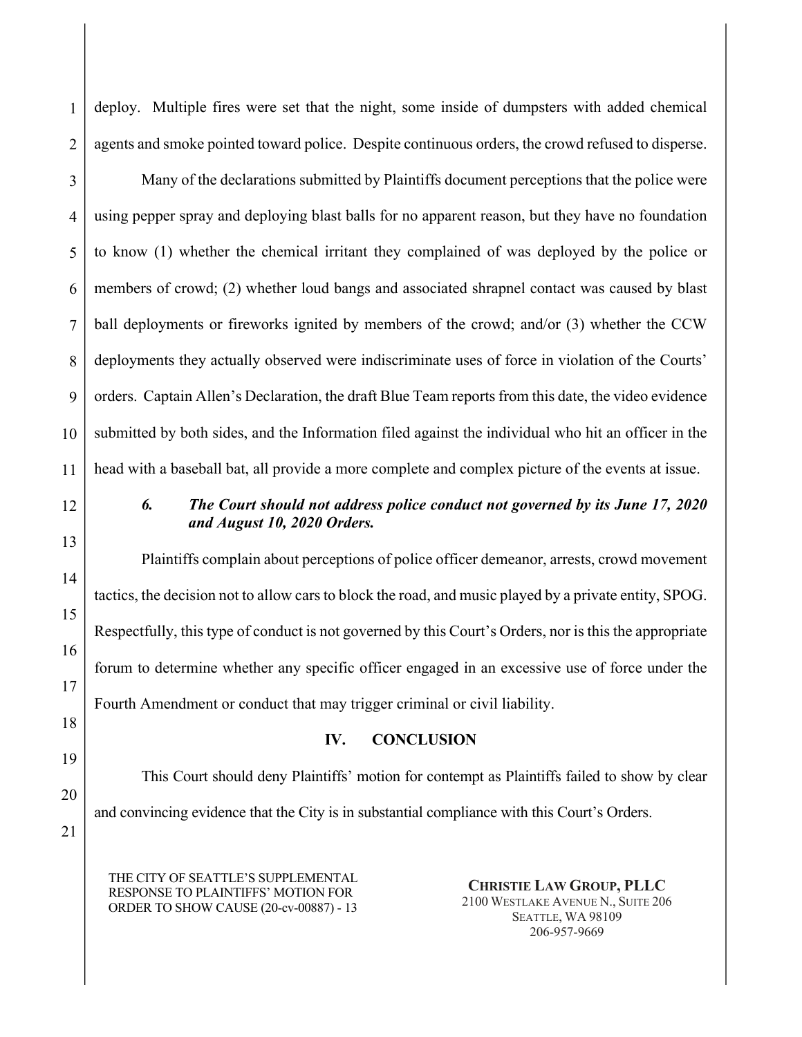deploy. Multiple fires were set that the night, some inside of dumpsters with added chemical agents and smoke pointed toward police. Despite continuous orders, the crowd refused to disperse.

Many of the declarations submitted by Plaintiffs document perceptions that the police were using pepper spray and deploying blast balls for no apparent reason, but they have no foundation to know (1) whether the chemical irritant they complained of was deployed by the police or members of crowd; (2) whether loud bangs and associated shrapnel contact was caused by blast ball deployments or fireworks ignited by members of the crowd; and/or (3) whether the CCW deployments they actually observed were indiscriminate uses of force in violation of the Courts' orders. Captain Allen's Declaration, the draft Blue Team reports from this date, the video evidence submitted by both sides, and the Information filed against the individual who hit an officer in the head with a baseball bat, all provide a more complete and complex picture of the events at issue.

### *6. The Court should not address police conduct not governed by its June 17, 2020 and August 10, 2020 Orders.*

Plaintiffs complain about perceptions of police officer demeanor, arrests, crowd movement tactics, the decision not to allow cars to block the road, and music played by a private entity, SPOG. Respectfully, this type of conduct is not governed by this Court's Orders, nor is this the appropriate forum to determine whether any specific officer engaged in an excessive use of force under the Fourth Amendment or conduct that may trigger criminal or civil liability.

## IV. CONCLUSION

This Court should deny Plaintiffs' motion for contempt as Plaintiffs failed to show by clear and convincing evidence that the City is in substantial compliance with this Court's Orders.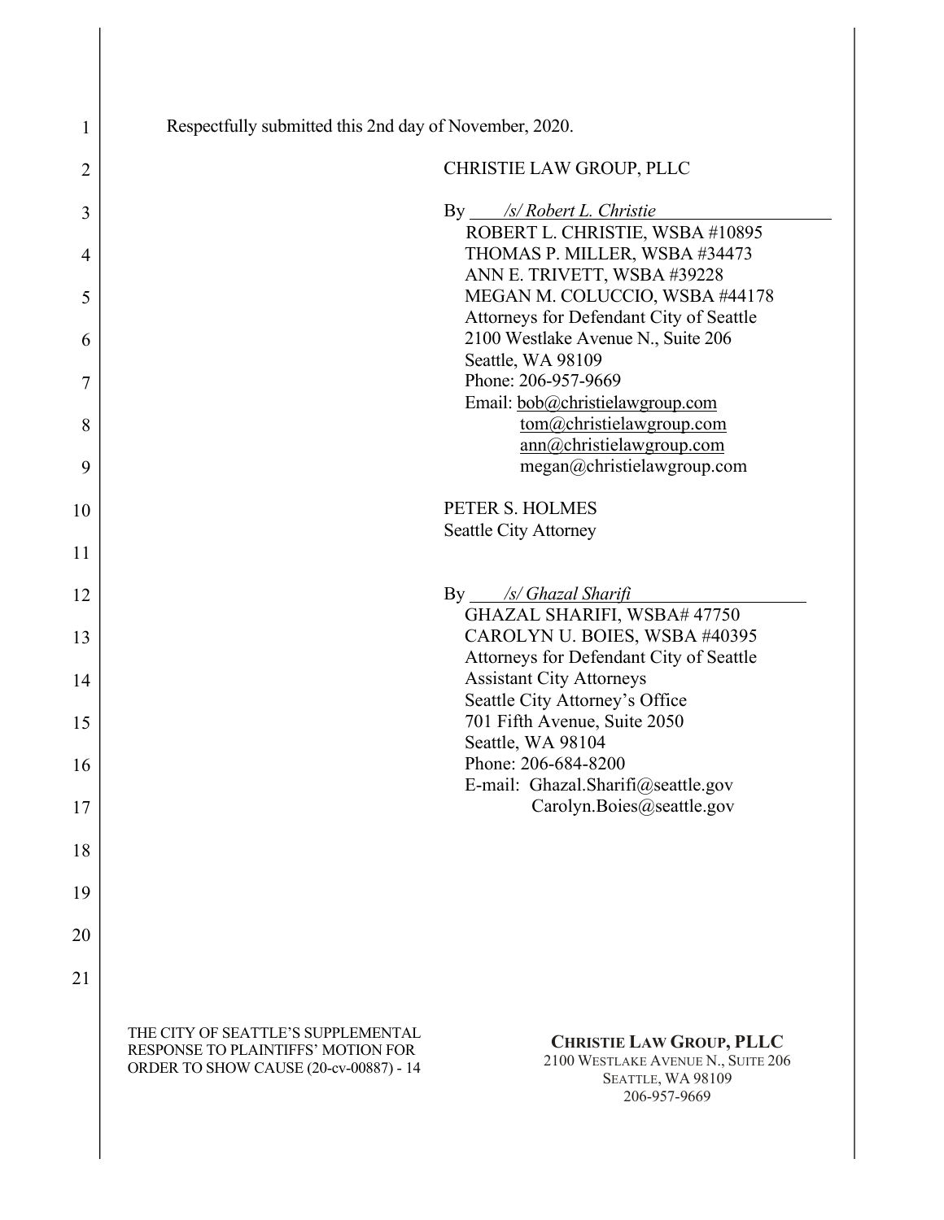Respectfully submitted this 2nd day of November, 2020.

CHRISTIE LAW GROUP, PLLC

By *_/s/ Robert L. Christie_*

ROBERT L. CHRISTIE, WSBA #10895
THOMAS P. MILLER, WSBA #34473
ANN E. TRIVETT, WSBA #39228
MEGAN M. COLUCCIO, WSBA #44178
Attorneys for Defendant City of Seattle
2100 Westlake Avenue N., Suite 206
Seattle, WA 98109
Phone: 206-957-9669
Email: bob@christielawgroup.com
tom@christielawgroup.com
ann@christielawgroup.com
megan@christielawgroup.com

PETER S. HOLMES
Seattle City Attorney

By *_/s/ Ghazal Sharifi_*

GHAZAL SHARIFI, WSBA# 47750
CAROLYN U. BOIES, WSBA #40395
Attorneys for Defendant City of Seattle
Assistant City Attorneys
Seattle City Attorney's Office
701 Fifth Avenue, Suite 2050
Seattle, WA 98104
Phone: 206-684-8200
E-mail: Ghazal.Sharifi@seattle.gov
Carolyn.Boies@seattle.gov